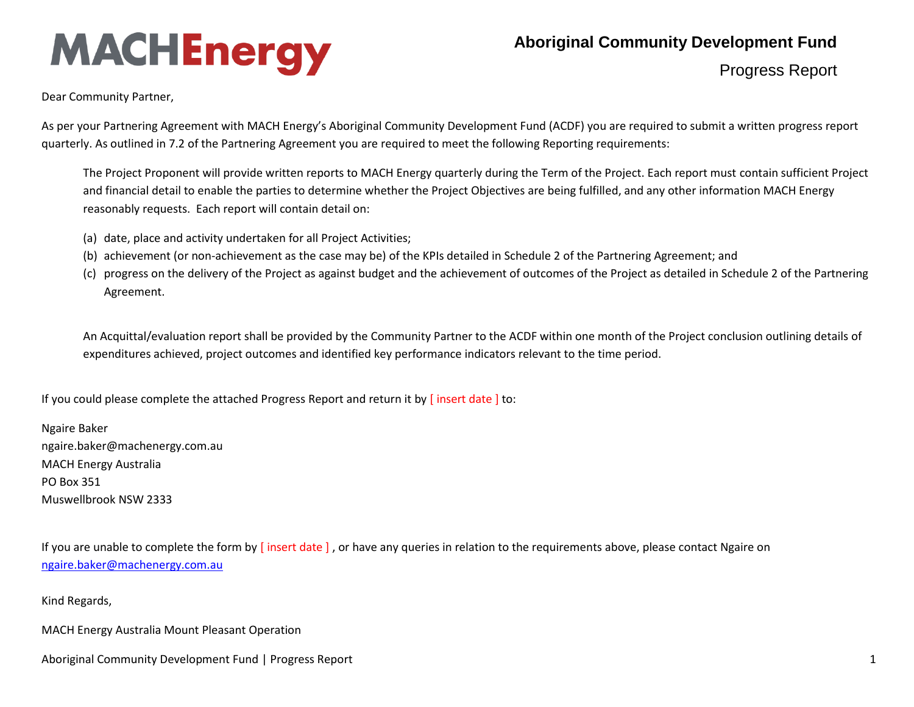MACHEnergy

# Aboriginal Community Development Fund

## Progress Report

Dear Community Partner,

As per your Partnering Agreement with MACH Energy's Aboriginal Community Development Fund (ACDF) you are required to submit a written progress report quarterly. As outlined in 7.2 of the Partnering Agreement you are required to meet the following Reporting requirements:

> The Project Proponent will provide written reports to MACH Energy quarterly during the Term of the Project. Each report must contain sufficient Project and financial detail to enable the parties to determine whether the Project Objectives are being fulfilled, and any other information MACH Energy reasonably requests. Each report will contain detail on:
>
> (a) date, place and activity undertaken for all Project Activities;
> (b) achievement (or non-achievement as the case may be) of the KPIs detailed in Schedule 2 of the Partnering Agreement; and
> (c) progress on the delivery of the Project as against budget and the achievement of outcomes of the Project as detailed in Schedule 2 of the Partnering Agreement.
>
> An Acquittal/evaluation report shall be provided by the Community Partner to the ACDF within one month of the Project conclusion outlining details of expenditures achieved, project outcomes and identified key performance indicators relevant to the time period.

If you could please complete the attached Progress Report and return it by [ insert date ] to:

Ngaire Baker
ngaire.baker@machenergy.com.au
MACH Energy Australia
PO Box 351
Muswellbrook NSW 2333

If you are unable to complete the form by [ insert date ] , or have any queries in relation to the requirements above, please contact Ngaire on ngaire.baker@machenergy.com.au

Kind Regards,

MACH Energy Australia Mount Pleasant Operation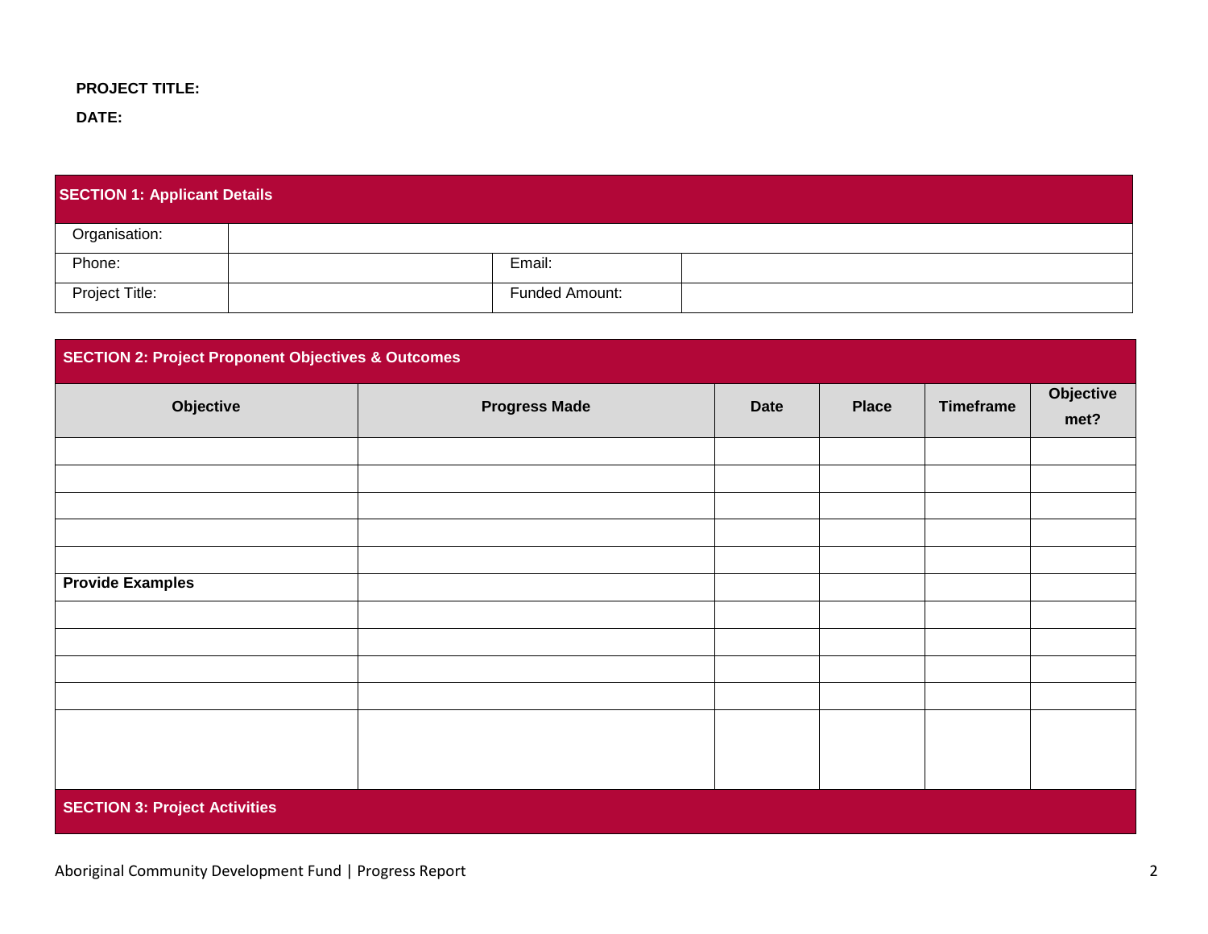**PROJECT TITLE:**

**DATE:**

| **SECTION 1: Applicant Details** | | | |
|---|---|---|---|
| Organisation: | | | |
| Phone: | | Email: | |
| Project Title: | | Funded Amount: | |

**SECTION 2: Project Proponent Objectives & Outcomes**

| Objective | Progress Made | Date | Place | Timeframe | Objective met? |
|---|---|---|---|---|---|
| | | | | | |
| | | | | | |
| | | | | | |
| | | | | | |
| | | | | | |
| **Provide Examples** | | | | | |
| | | | | | |
| | | | | | |
| | | | | | |
| | | | | | |
| | | | | | |

**SECTION 3: Project Activities**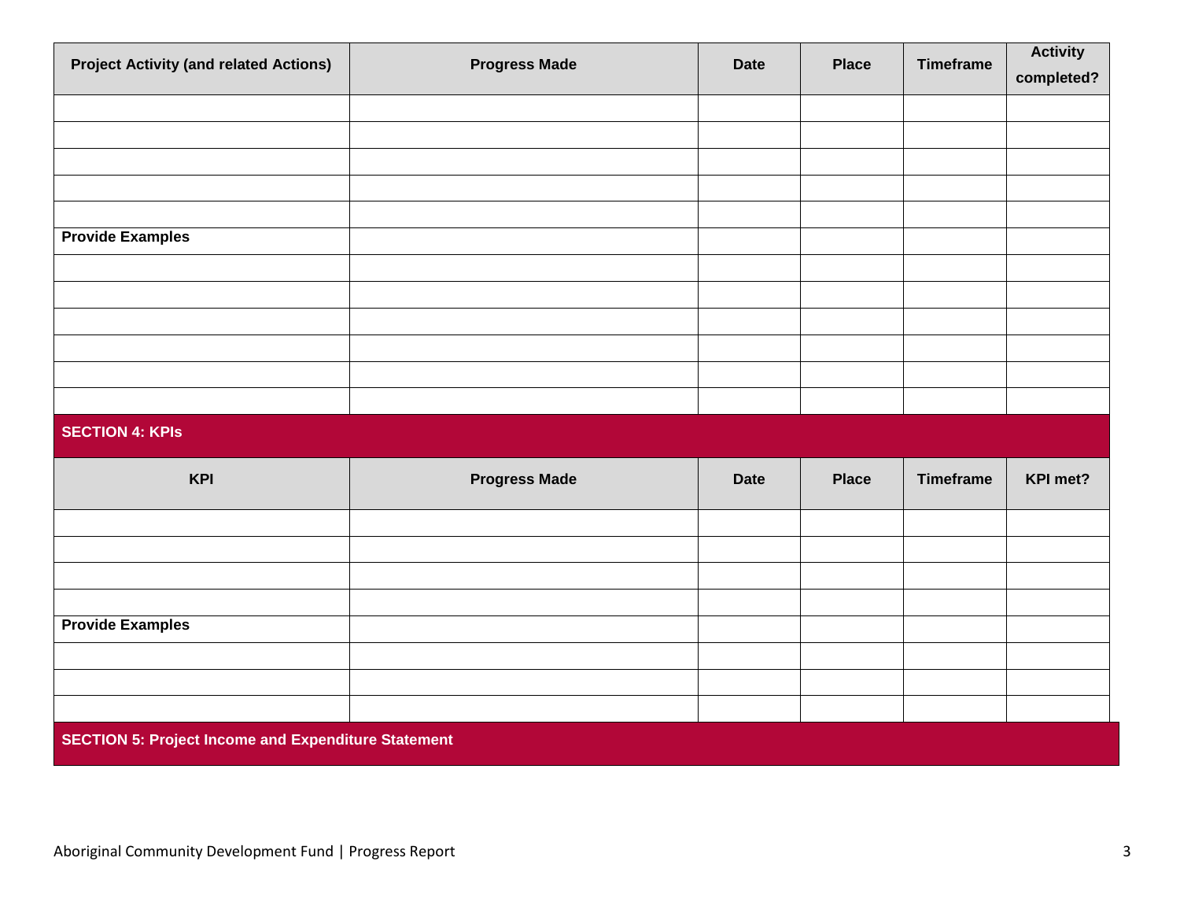| Project Activity (and related Actions) | Progress Made | Date | Place | Timeframe | Activity completed? |
|---|---|---|---|---|---|
| | | | | | |
| | | | | | |
| | | | | | |
| | | | | | |
| | | | | | |
| **Provide Examples** | | | | | |
| | | | | | |
| | | | | | |
| | | | | | |
| | | | | | |
| | | | | | |
| | | | | | |

## SECTION 4: KPIs

| KPI | Progress Made | Date | Place | Timeframe | KPI met? |
|---|---|---|---|---|---|
| | | | | | |
| | | | | | |
| | | | | | |
| | | | | | |
| **Provide Examples** | | | | | |
| | | | | | |
| | | | | | |
| | | | | | |

## SECTION 5: Project Income and Expenditure Statement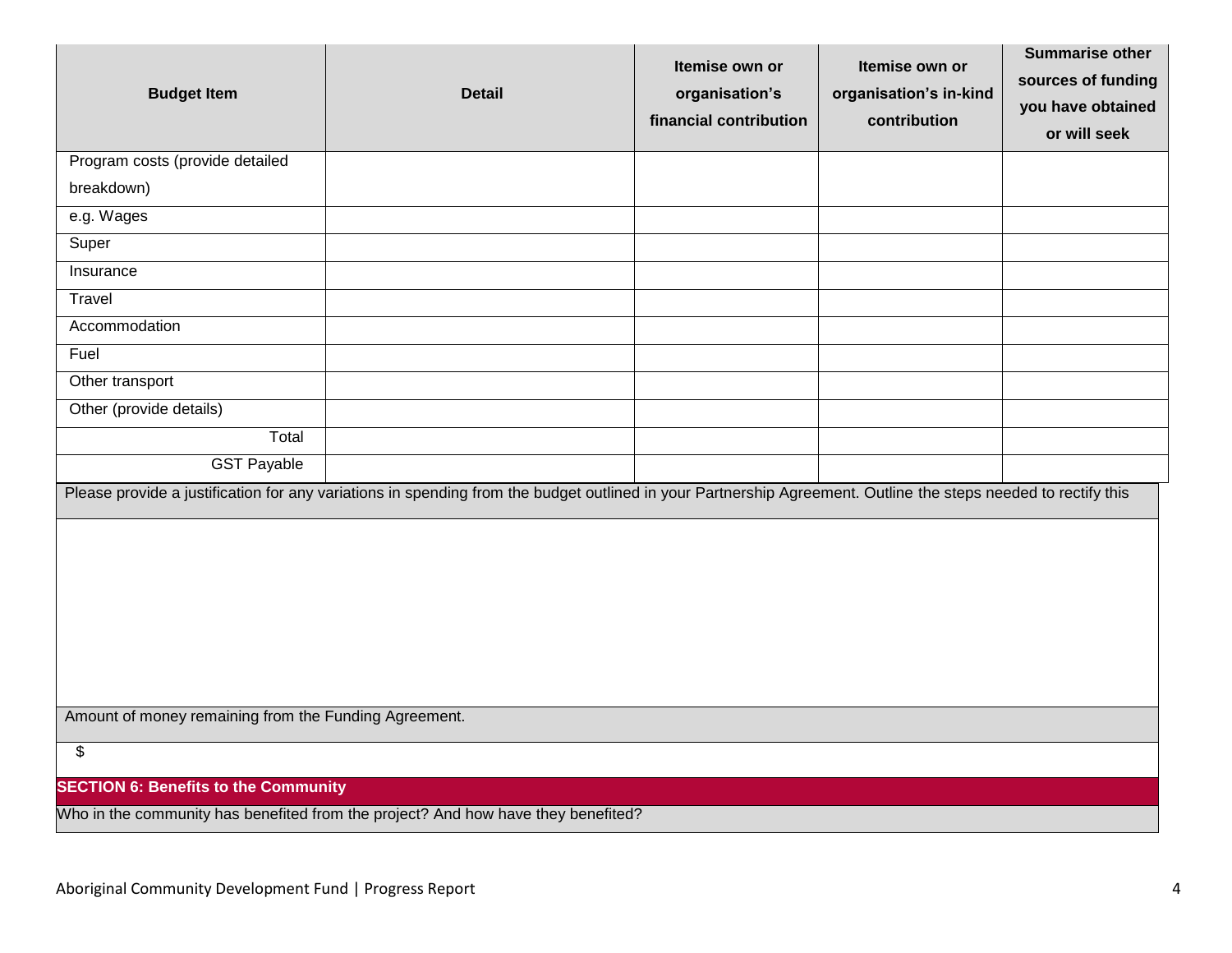| Budget Item | Detail | Itemise own or organisation's financial contribution | Itemise own or organisation's in-kind contribution | Summarise other sources of funding you have obtained or will seek |
|---|---|---|---|---|
| Program costs (provide detailed breakdown) | | | | |
| e.g. Wages | | | | |
| Super | | | | |
| Insurance | | | | |
| Travel | | | | |
| Accommodation | | | | |
| Fuel | | | | |
| Other transport | | | | |
| Other (provide details) | | | | |
| Total | | | | |
| GST Payable | | | | |

| Please provide a justification for any variations in spending from the budget outlined in your Partnership Agreement. Outline the steps needed to rectify this |
|---|
| |

| Amount of money remaining from the Funding Agreement. |
|---|
| $ |

## SECTION 6: Benefits to the Community

Who in the community has benefited from the project? And how have they benefited?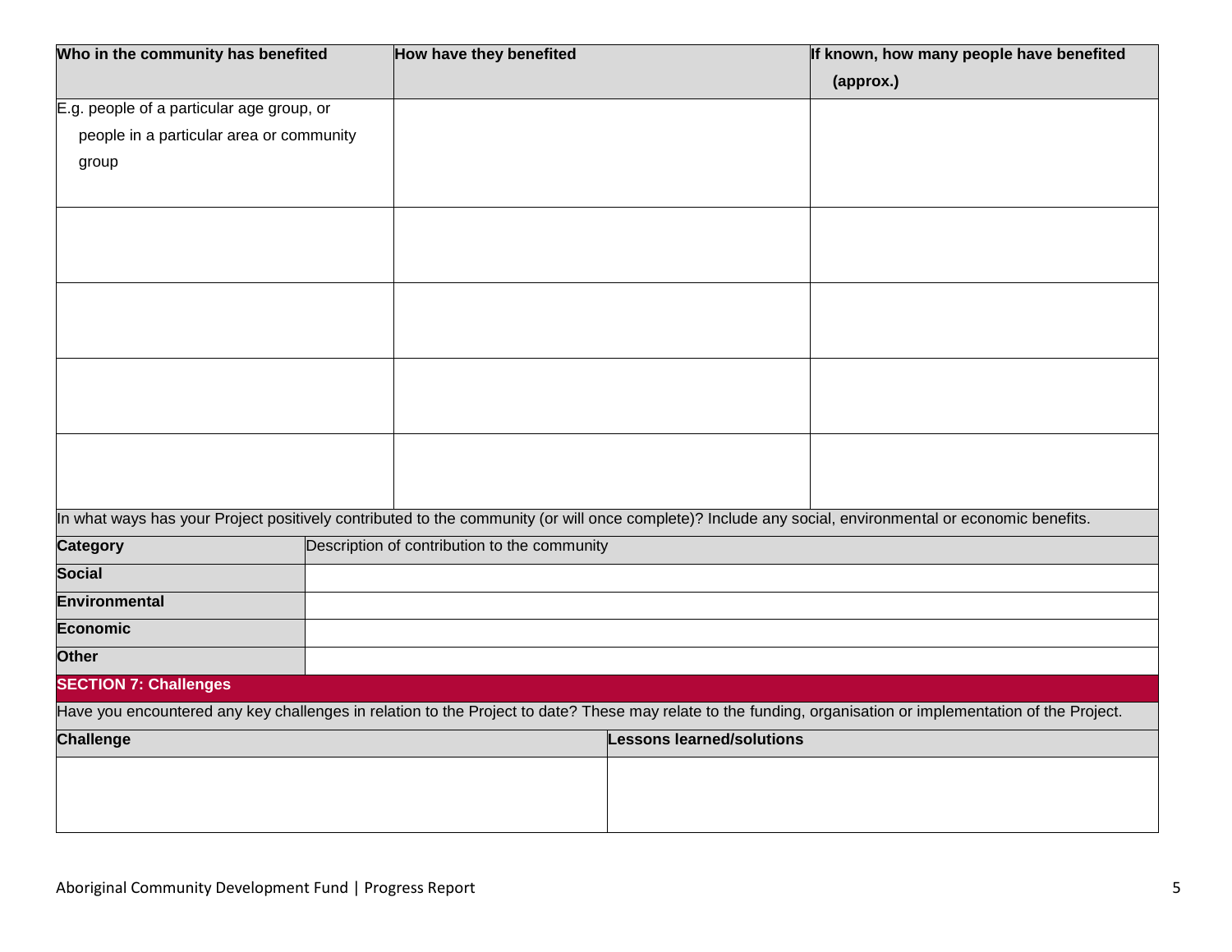| Who in the community has benefited | How have they benefited | If known, how many people have benefited (approx.) |
| --- | --- | --- |
| E.g. people of a particular age group, or people in a particular area or community group | | |
| | | |
| | | |
| | | |
| | | |

In what ways has your Project positively contributed to the community (or will once complete)? Include any social, environmental or economic benefits.

| Category | Description of contribution to the community |
| --- | --- |
| **Social** | |
| **Environmental** | |
| **Economic** | |
| **Other** | |

## SECTION 7: Challenges

Have you encountered any key challenges in relation to the Project to date? These may relate to the funding, organisation or implementation of the Project.

| Challenge | Lessons learned/solutions |
| --- | --- |
| | |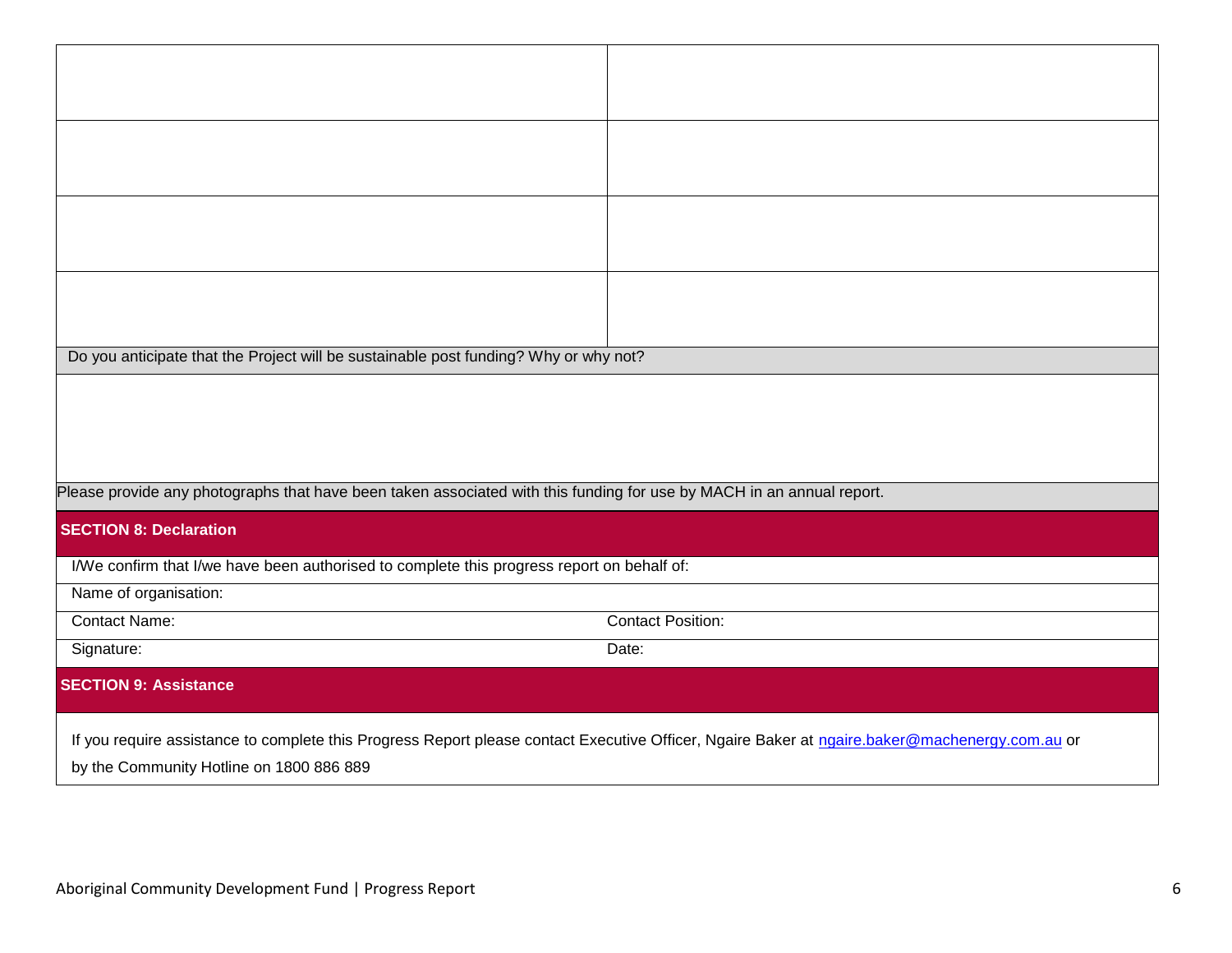| | |
|---|---|
| | |
| | |
| | |
| | |

Do you anticipate that the Project will be sustainable post funding? Why or why not?

Please provide any photographs that have been taken associated with this funding for use by MACH in an annual report.

## SECTION 8: Declaration

I/We confirm that I/we have been authorised to complete this progress report on behalf of:

Name of organisation:

| | |
|---|---|
| Contact Name: | Contact Position: |
| Signature: | Date: |

## SECTION 9: Assistance

If you require assistance to complete this Progress Report please contact Executive Officer, Ngaire Baker at ngaire.baker@machenergy.com.au or by the Community Hotline on 1800 886 889